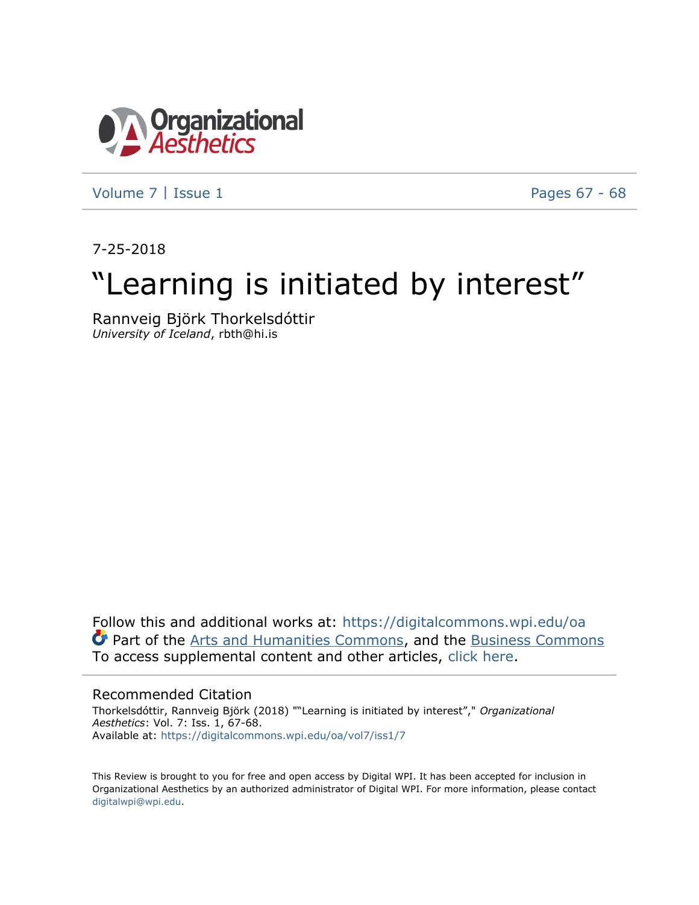Organizational Aesthetics

Volume 7 | Issue 1

Pages 67 - 68

7-25-2018

# "Learning is initiated by interest"

Rannveig Björk Thorkelsdóttir
*University of Iceland*, rbth@hi.is

Follow this and additional works at: https://digitalcommons.wpi.edu/oa
Part of the Arts and Humanities Commons, and the Business Commons
To access supplemental content and other articles, click here.

## Recommended Citation

Thorkelsdóttir, Rannveig Björk (2018) ""Learning is initiated by interest"," *Organizational Aesthetics*: Vol. 7: Iss. 1, 67-68.
Available at: https://digitalcommons.wpi.edu/oa/vol7/iss1/7

This Review is brought to you for free and open access by Digital WPI. It has been accepted for inclusion in Organizational Aesthetics by an authorized administrator of Digital WPI. For more information, please contact digitalwpi@wpi.edu.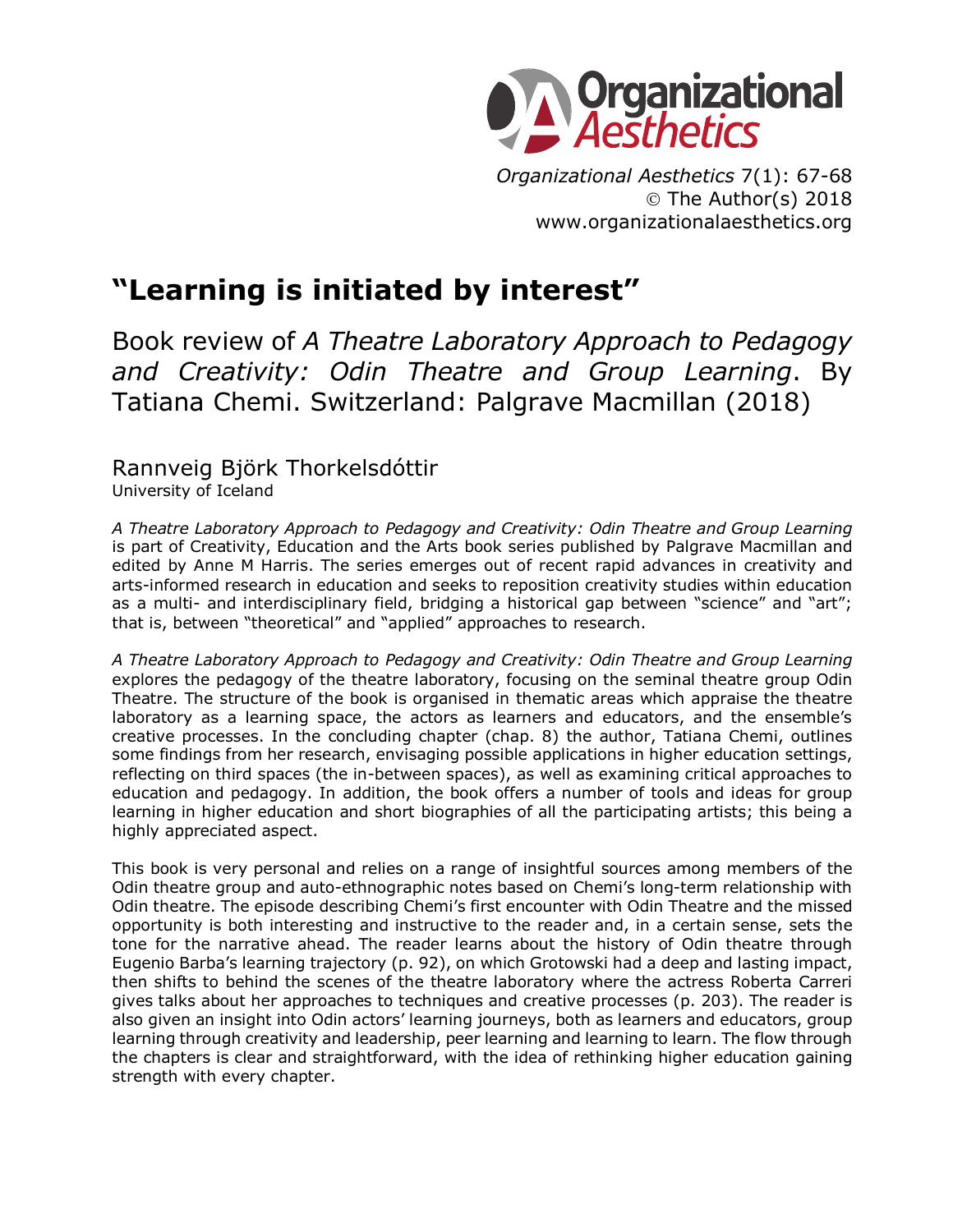# "Learning is initiated by interest"

Book review of *A Theatre Laboratory Approach to Pedagogy and Creativity: Odin Theatre and Group Learning*. By Tatiana Chemi. Switzerland: Palgrave Macmillan (2018)

Rannveig Björk Thorkelsdóttir
University of Iceland

*A Theatre Laboratory Approach to Pedagogy and Creativity: Odin Theatre and Group Learning* is part of Creativity, Education and the Arts book series published by Palgrave Macmillan and edited by Anne M Harris. The series emerges out of recent rapid advances in creativity and arts-informed research in education and seeks to reposition creativity studies within education as a multi- and interdisciplinary field, bridging a historical gap between "science" and "art"; that is, between "theoretical" and "applied" approaches to research.

*A Theatre Laboratory Approach to Pedagogy and Creativity: Odin Theatre and Group Learning* explores the pedagogy of the theatre laboratory, focusing on the seminal theatre group Odin Theatre. The structure of the book is organised in thematic areas which appraise the theatre laboratory as a learning space, the actors as learners and educators, and the ensemble's creative processes. In the concluding chapter (chap. 8) the author, Tatiana Chemi, outlines some findings from her research, envisaging possible applications in higher education settings, reflecting on third spaces (the in-between spaces), as well as examining critical approaches to education and pedagogy. In addition, the book offers a number of tools and ideas for group learning in higher education and short biographies of all the participating artists; this being a highly appreciated aspect.

This book is very personal and relies on a range of insightful sources among members of the Odin theatre group and auto-ethnographic notes based on Chemi's long-term relationship with Odin theatre. The episode describing Chemi's first encounter with Odin Theatre and the missed opportunity is both interesting and instructive to the reader and, in a certain sense, sets the tone for the narrative ahead. The reader learns about the history of Odin theatre through Eugenio Barba's learning trajectory (p. 92), on which Grotowski had a deep and lasting impact, then shifts to behind the scenes of the theatre laboratory where the actress Roberta Carreri gives talks about her approaches to techniques and creative processes (p. 203). The reader is also given an insight into Odin actors' learning journeys, both as learners and educators, group learning through creativity and leadership, peer learning and learning to learn. The flow through the chapters is clear and straightforward, with the idea of rethinking higher education gaining strength with every chapter.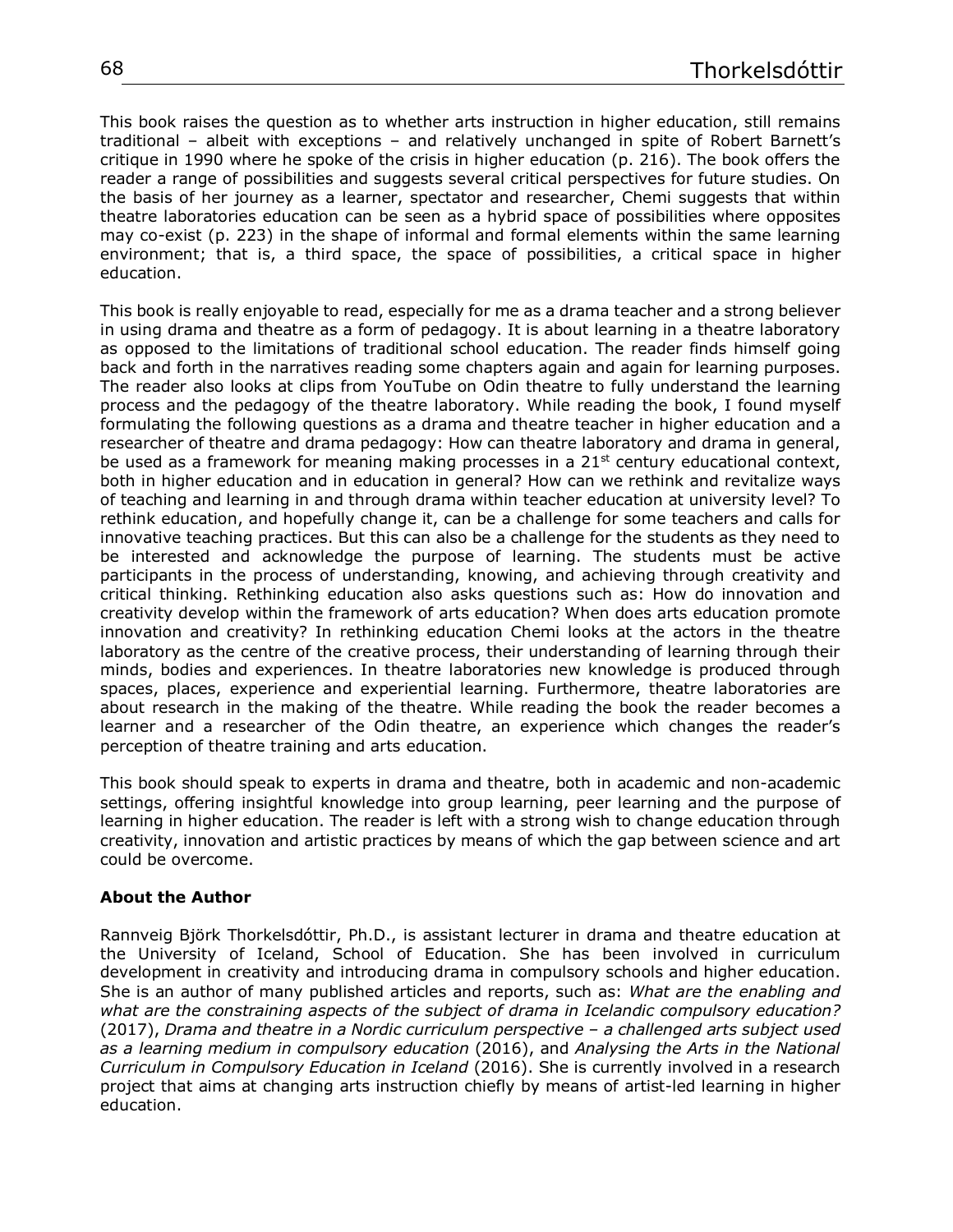This book raises the question as to whether arts instruction in higher education, still remains traditional – albeit with exceptions – and relatively unchanged in spite of Robert Barnett's critique in 1990 where he spoke of the crisis in higher education (p. 216). The book offers the reader a range of possibilities and suggests several critical perspectives for future studies. On the basis of her journey as a learner, spectator and researcher, Chemi suggests that within theatre laboratories education can be seen as a hybrid space of possibilities where opposites may co-exist (p. 223) in the shape of informal and formal elements within the same learning environment; that is, a third space, the space of possibilities, a critical space in higher education.

This book is really enjoyable to read, especially for me as a drama teacher and a strong believer in using drama and theatre as a form of pedagogy. It is about learning in a theatre laboratory as opposed to the limitations of traditional school education. The reader finds himself going back and forth in the narratives reading some chapters again and again for learning purposes. The reader also looks at clips from YouTube on Odin theatre to fully understand the learning process and the pedagogy of the theatre laboratory. While reading the book, I found myself formulating the following questions as a drama and theatre teacher in higher education and a researcher of theatre and drama pedagogy: How can theatre laboratory and drama in general, be used as a framework for meaning making processes in a 21st century educational context, both in higher education and in education in general? How can we rethink and revitalize ways of teaching and learning in and through drama within teacher education at university level? To rethink education, and hopefully change it, can be a challenge for some teachers and calls for innovative teaching practices. But this can also be a challenge for the students as they need to be interested and acknowledge the purpose of learning. The students must be active participants in the process of understanding, knowing, and achieving through creativity and critical thinking. Rethinking education also asks questions such as: How do innovation and creativity develop within the framework of arts education? When does arts education promote innovation and creativity? In rethinking education Chemi looks at the actors in the theatre laboratory as the centre of the creative process, their understanding of learning through their minds, bodies and experiences. In theatre laboratories new knowledge is produced through spaces, places, experience and experiential learning. Furthermore, theatre laboratories are about research in the making of the theatre. While reading the book the reader becomes a learner and a researcher of the Odin theatre, an experience which changes the reader's perception of theatre training and arts education.

This book should speak to experts in drama and theatre, both in academic and non-academic settings, offering insightful knowledge into group learning, peer learning and the purpose of learning in higher education. The reader is left with a strong wish to change education through creativity, innovation and artistic practices by means of which the gap between science and art could be overcome.

**About the Author**

Rannveig Björk Thorkelsdóttir, Ph.D., is assistant lecturer in drama and theatre education at the University of Iceland, School of Education. She has been involved in curriculum development in creativity and introducing drama in compulsory schools and higher education. She is an author of many published articles and reports, such as: *What are the enabling and what are the constraining aspects of the subject of drama in Icelandic compulsory education?* (2017), *Drama and theatre in a Nordic curriculum perspective – a challenged arts subject used as a learning medium in compulsory education* (2016), and *Analysing the Arts in the National Curriculum in Compulsory Education in Iceland* (2016). She is currently involved in a research project that aims at changing arts instruction chiefly by means of artist-led learning in higher education.